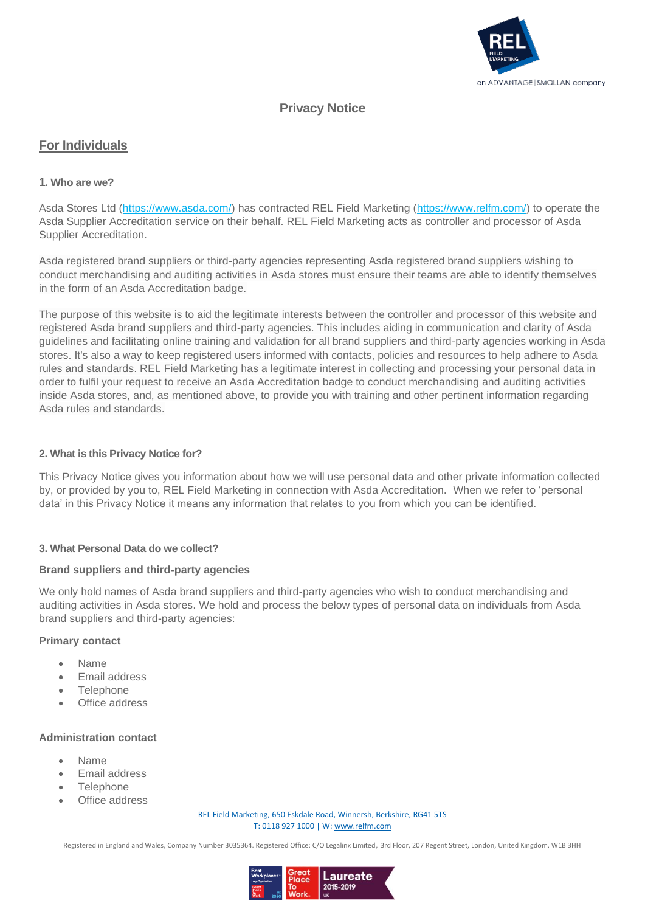# Privacy Notice

## For Individuals

### 1. Who are we?

Asda Stores Ltd (https://www.asda.com/) has contracted REL Field Marketing (https://www.relfm.com/) to operate the Asda Supplier Accreditation service on their behalf. REL Field Marketing acts as controller and processor of Asda Supplier Accreditation.

Asda registered brand suppliers or third-party agencies representing Asda registered brand suppliers wishing to conduct merchandising and auditing activities in Asda stores must ensure their teams are able to identify themselves in the form of an Asda Accreditation badge.

The purpose of this website is to aid the legitimate interests between the controller and processor of this website and registered Asda brand suppliers and third-party agencies. This includes aiding in communication and clarity of Asda guidelines and facilitating online training and validation for all brand suppliers and third-party agencies working in Asda stores. It's also a way to keep registered users informed with contacts, policies and resources to help adhere to Asda rules and standards. REL Field Marketing has a legitimate interest in collecting and processing your personal data in order to fulfil your request to receive an Asda Accreditation badge to conduct merchandising and auditing activities inside Asda stores, and, as mentioned above, to provide you with training and other pertinent information regarding Asda rules and standards.

### 2. What is this Privacy Notice for?

This Privacy Notice gives you information about how we will use personal data and other private information collected by, or provided by you to, REL Field Marketing in connection with Asda Accreditation. When we refer to 'personal data' in this Privacy Notice it means any information that relates to you from which you can be identified.

### 3. What Personal Data do we collect?

**Brand suppliers and third-party agencies**

We only hold names of Asda brand suppliers and third-party agencies who wish to conduct merchandising and auditing activities in Asda stores. We hold and process the below types of personal data on individuals from Asda brand suppliers and third-party agencies:

**Primary contact**

- Name
- Email address
- Telephone
- Office address

**Administration contact**

- Name
- Email address
- Telephone
- Office address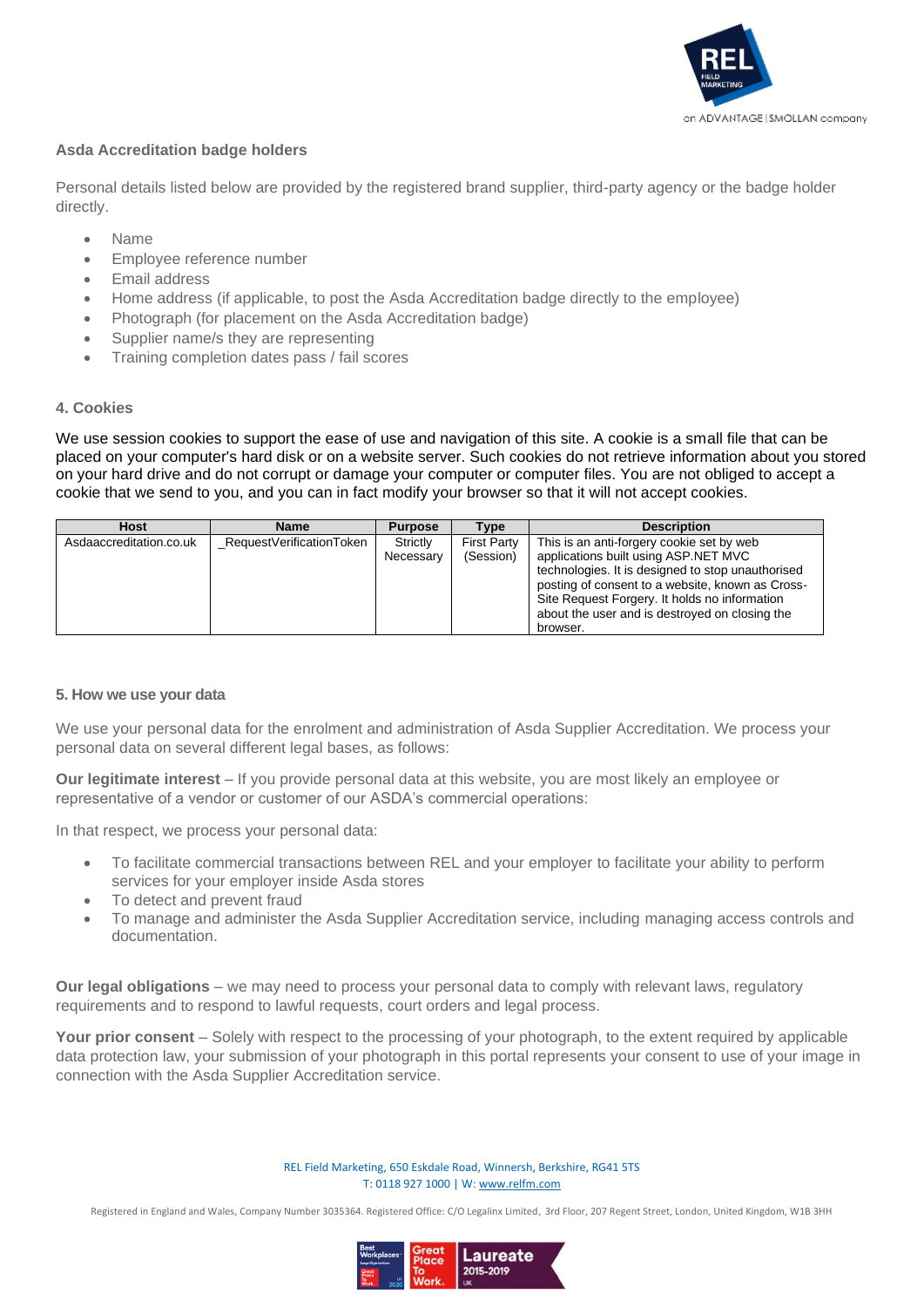**Asda Accreditation badge holders**

Personal details listed below are provided by the registered brand supplier, third-party agency or the badge holder directly.

- Name
- Employee reference number
- Email address
- Home address (if applicable, to post the Asda Accreditation badge directly to the employee)
- Photograph (for placement on the Asda Accreditation badge)
- Supplier name/s they are representing
- Training completion dates pass / fail scores

#### 4. Cookies

We use session cookies to support the ease of use and navigation of this site. A cookie is a small file that can be placed on your computer's hard disk or on a website server. Such cookies do not retrieve information about you stored on your hard drive and do not corrupt or damage your computer or computer files. You are not obliged to accept a cookie that we send to you, and you can in fact modify your browser so that it will not accept cookies.

| Host | Name | Purpose | Type | Description |
|---|---|---|---|---|
| Asdaaccreditation.co.uk | _RequestVerificationToken | Strictly Necessary | First Party (Session) | This is an anti-forgery cookie set by web applications built using ASP.NET MVC technologies. It is designed to stop unauthorised posting of consent to a website, known as Cross-Site Request Forgery. It holds no information about the user and is destroyed on closing the browser. |

#### 5. How we use your data

We use your personal data for the enrolment and administration of Asda Supplier Accreditation. We process your personal data on several different legal bases, as follows:

**Our legitimate interest** – If you provide personal data at this website, you are most likely an employee or representative of a vendor or customer of our ASDA's commercial operations:

In that respect, we process your personal data:

- To facilitate commercial transactions between REL and your employer to facilitate your ability to perform services for your employer inside Asda stores
- To detect and prevent fraud
- To manage and administer the Asda Supplier Accreditation service, including managing access controls and documentation.

**Our legal obligations** – we may need to process your personal data to comply with relevant laws, regulatory requirements and to respond to lawful requests, court orders and legal process.

**Your prior consent** – Solely with respect to the processing of your photograph, to the extent required by applicable data protection law, your submission of your photograph in this portal represents your consent to use of your image in connection with the Asda Supplier Accreditation service.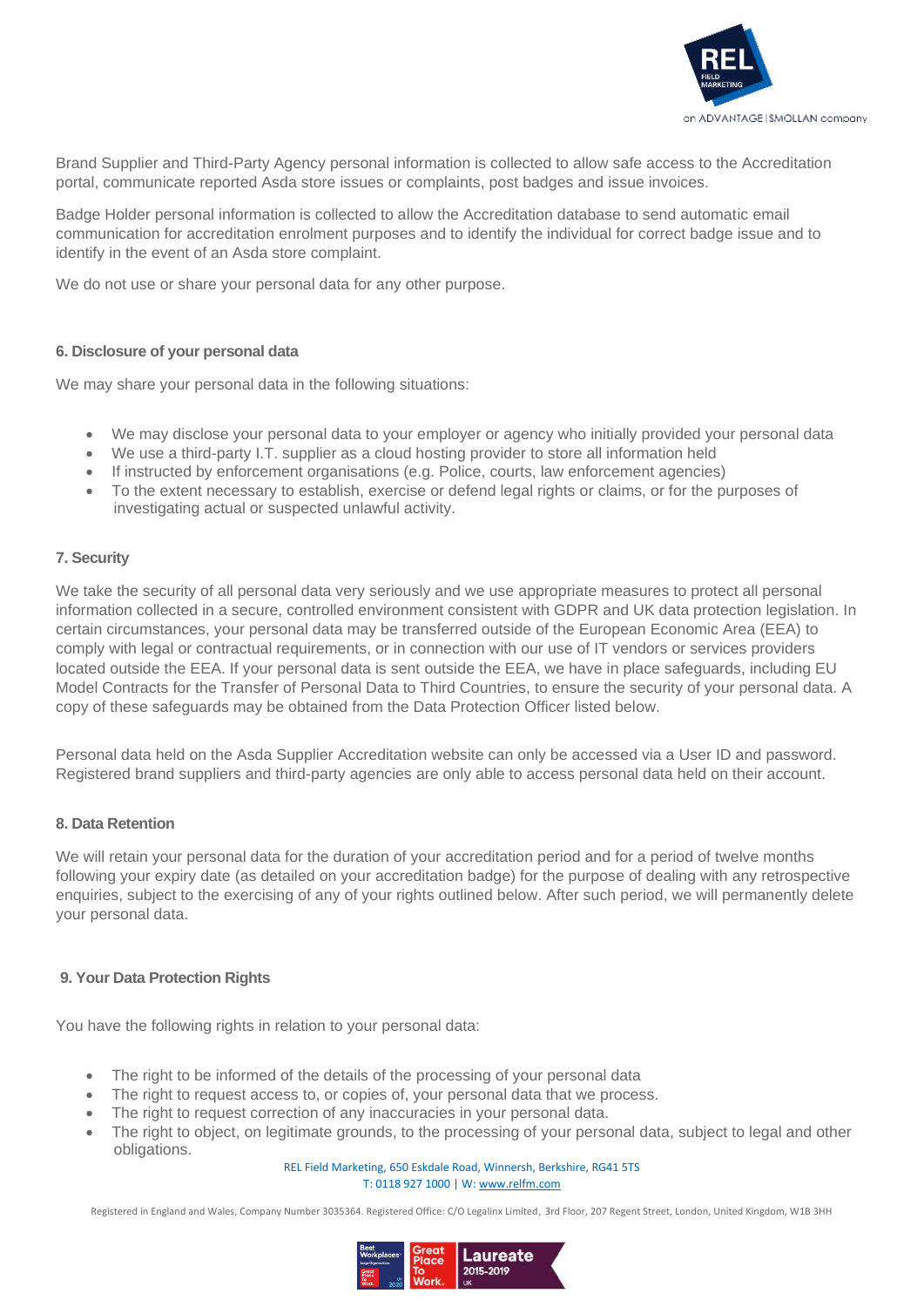Brand Supplier and Third-Party Agency personal information is collected to allow safe access to the Accreditation portal, communicate reported Asda store issues or complaints, post badges and issue invoices.

Badge Holder personal information is collected to allow the Accreditation database to send automatic email communication for accreditation enrolment purposes and to identify the individual for correct badge issue and to identify in the event of an Asda store complaint.

We do not use or share your personal data for any other purpose.

#### 6. Disclosure of your personal data

We may share your personal data in the following situations:

- We may disclose your personal data to your employer or agency who initially provided your personal data
- We use a third-party I.T. supplier as a cloud hosting provider to store all information held
- If instructed by enforcement organisations (e.g. Police, courts, law enforcement agencies)
- To the extent necessary to establish, exercise or defend legal rights or claims, or for the purposes of investigating actual or suspected unlawful activity.

#### 7. Security

We take the security of all personal data very seriously and we use appropriate measures to protect all personal information collected in a secure, controlled environment consistent with GDPR and UK data protection legislation. In certain circumstances, your personal data may be transferred outside of the European Economic Area (EEA) to comply with legal or contractual requirements, or in connection with our use of IT vendors or services providers located outside the EEA. If your personal data is sent outside the EEA, we have in place safeguards, including EU Model Contracts for the Transfer of Personal Data to Third Countries, to ensure the security of your personal data. A copy of these safeguards may be obtained from the Data Protection Officer listed below.

Personal data held on the Asda Supplier Accreditation website can only be accessed via a User ID and password. Registered brand suppliers and third-party agencies are only able to access personal data held on their account.

#### 8. Data Retention

We will retain your personal data for the duration of your accreditation period and for a period of twelve months following your expiry date (as detailed on your accreditation badge) for the purpose of dealing with any retrospective enquiries, subject to the exercising of any of your rights outlined below. After such period, we will permanently delete your personal data.

#### 9. Your Data Protection Rights

You have the following rights in relation to your personal data:

- The right to be informed of the details of the processing of your personal data
- The right to request access to, or copies of, your personal data that we process.
- The right to request correction of any inaccuracies in your personal data.
- The right to object, on legitimate grounds, to the processing of your personal data, subject to legal and other obligations.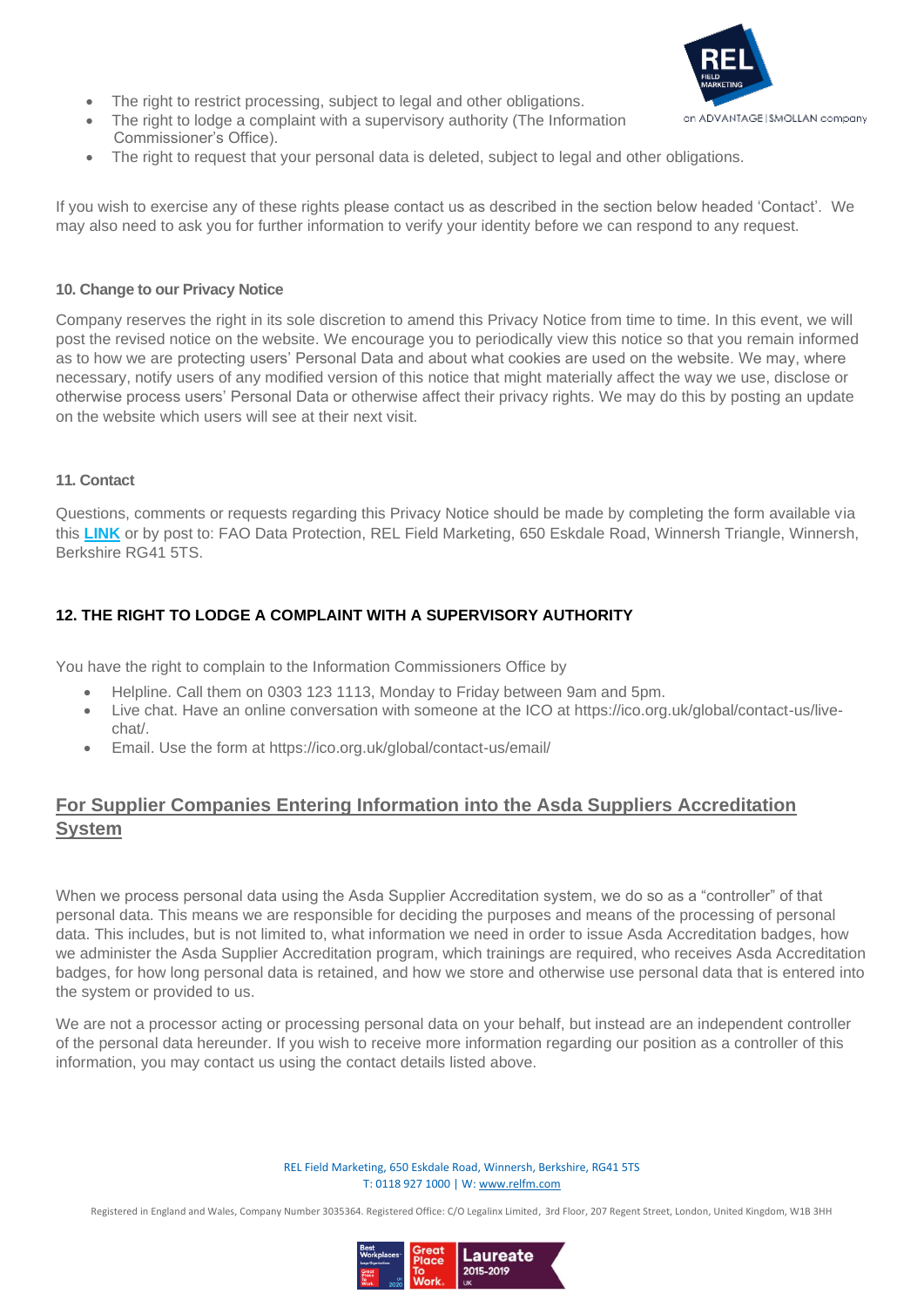- The right to restrict processing, subject to legal and other obligations.
- The right to lodge a complaint with a supervisory authority (The Information Commissioner's Office).
- The right to request that your personal data is deleted, subject to legal and other obligations.

If you wish to exercise any of these rights please contact us as described in the section below headed 'Contact'. We may also need to ask you for further information to verify your identity before we can respond to any request.

#### 10. Change to our Privacy Notice

Company reserves the right in its sole discretion to amend this Privacy Notice from time to time. In this event, we will post the revised notice on the website. We encourage you to periodically view this notice so that you remain informed as to how we are protecting users' Personal Data and about what cookies are used on the website. We may, where necessary, notify users of any modified version of this notice that might materially affect the way we use, disclose or otherwise process users' Personal Data or otherwise affect their privacy rights. We may do this by posting an update on the website which users will see at their next visit.

#### 11. Contact

Questions, comments or requests regarding this Privacy Notice should be made by completing the form available via this **LINK** or by post to: FAO Data Protection, REL Field Marketing, 650 Eskdale Road, Winnersh Triangle, Winnersh, Berkshire RG41 5TS.

#### 12. THE RIGHT TO LODGE A COMPLAINT WITH A SUPERVISORY AUTHORITY

You have the right to complain to the Information Commissioners Office by

- Helpline. Call them on 0303 123 1113, Monday to Friday between 9am and 5pm.
- Live chat. Have an online conversation with someone at the ICO at https://ico.org.uk/global/contact-us/live-chat/.
- Email. Use the form at https://ico.org.uk/global/contact-us/email/

## For Supplier Companies Entering Information into the Asda Suppliers Accreditation System

When we process personal data using the Asda Supplier Accreditation system, we do so as a "controller" of that personal data. This means we are responsible for deciding the purposes and means of the processing of personal data. This includes, but is not limited to, what information we need in order to issue Asda Accreditation badges, how we administer the Asda Supplier Accreditation program, which trainings are required, who receives Asda Accreditation badges, for how long personal data is retained, and how we store and otherwise use personal data that is entered into the system or provided to us.

We are not a processor acting or processing personal data on your behalf, but instead are an independent controller of the personal data hereunder. If you wish to receive more information regarding our position as a controller of this information, you may contact us using the contact details listed above.